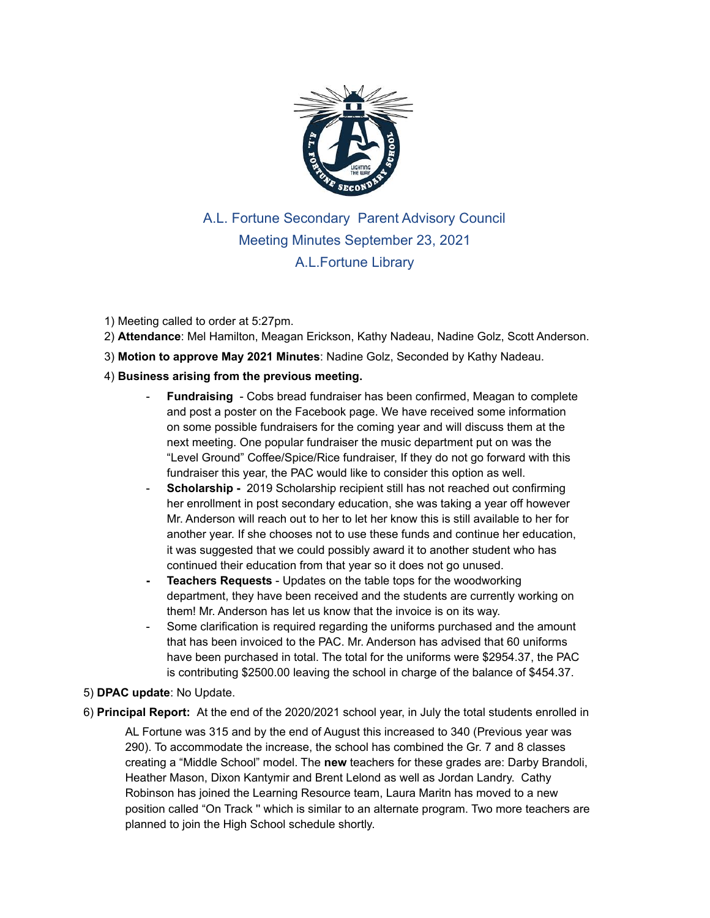# A.L. Fortune Secondary Parent Advisory Council
## Meeting Minutes September 23, 2021
## A.L.Fortune Library

1) Meeting called to order at 5:27pm.
2) **Attendance**: Mel Hamilton, Meagan Erickson, Kathy Nadeau, Nadine Golz, Scott Anderson.
3) **Motion to approve May 2021 Minutes**: Nadine Golz, Seconded by Kathy Nadeau.
4) **Business arising from the previous meeting.**
   - **Fundraising** - Cobs bread fundraiser has been confirmed, Meagan to complete and post a poster on the Facebook page. We have received some information on some possible fundraisers for the coming year and will discuss them at the next meeting. One popular fundraiser the music department put on was the "Level Ground" Coffee/Spice/Rice fundraiser, If they do not go forward with this fundraiser this year, the PAC would like to consider this option as well.
   - **Scholarship -** 2019 Scholarship recipient still has not reached out confirming her enrollment in post secondary education, she was taking a year off however Mr. Anderson will reach out to her to let her know this is still available to her for another year. If she chooses not to use these funds and continue her education, it was suggested that we could possibly award it to another student who has continued their education from that year so it does not go unused.
   - **Teachers Requests** - Updates on the table tops for the woodworking department, they have been received and the students are currently working on them! Mr. Anderson has let us know that the invoice is on its way.
   - Some clarification is required regarding the uniforms purchased and the amount that has been invoiced to the PAC. Mr. Anderson has advised that 60 uniforms have been purchased in total. The total for the uniforms were $2954.37, the PAC is contributing $2500.00 leaving the school in charge of the balance of $454.37.

5) **DPAC update**: No Update.
6) **Principal Report:** At the end of the 2020/2021 school year, in July the total students enrolled in AL Fortune was 315 and by the end of August this increased to 340 (Previous year was 290). To accommodate the increase, the school has combined the Gr. 7 and 8 classes creating a "Middle School" model. The **new** teachers for these grades are: Darby Brandoli, Heather Mason, Dixon Kantymir and Brent Lelond as well as Jordan Landry. Cathy Robinson has joined the Learning Resource team, Laura Maritn has moved to a new position called "On Track " which is similar to an alternate program. Two more teachers are planned to join the High School schedule shortly.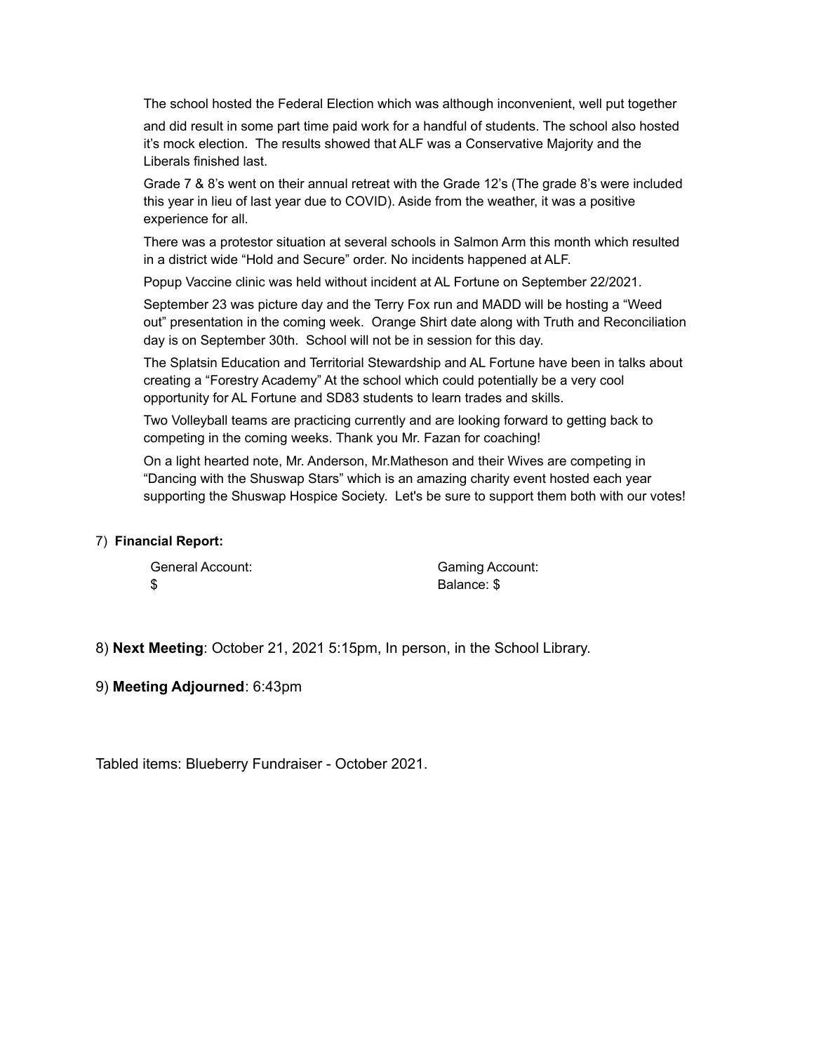The school hosted the Federal Election which was although inconvenient, well put together and did result in some part time paid work for a handful of students. The school also hosted it's mock election. The results showed that ALF was a Conservative Majority and the Liberals finished last.

Grade 7 & 8's went on their annual retreat with the Grade 12's (The grade 8's were included this year in lieu of last year due to COVID). Aside from the weather, it was a positive experience for all.

There was a protestor situation at several schools in Salmon Arm this month which resulted in a district wide "Hold and Secure" order. No incidents happened at ALF.

Popup Vaccine clinic was held without incident at AL Fortune on September 22/2021.

September 23 was picture day and the Terry Fox run and MADD will be hosting a "Weed out" presentation in the coming week. Orange Shirt date along with Truth and Reconciliation day is on September 30th. School will not be in session for this day.

The Splatsin Education and Territorial Stewardship and AL Fortune have been in talks about creating a "Forestry Academy" At the school which could potentially be a very cool opportunity for AL Fortune and SD83 students to learn trades and skills.

Two Volleyball teams are practicing currently and are looking forward to getting back to competing in the coming weeks. Thank you Mr. Fazan for coaching!

On a light hearted note, Mr. Anderson, Mr.Matheson and their Wives are competing in "Dancing with the Shuswap Stars" which is an amazing charity event hosted each year supporting the Shuswap Hospice Society. Let's be sure to support them both with our votes!

7) **Financial Report:**

General Account:
$

Gaming Account:
Balance: $

8) **Next Meeting**: October 21, 2021 5:15pm, In person, in the School Library.

9) **Meeting Adjourned**: 6:43pm

Tabled items: Blueberry Fundraiser - October 2021.